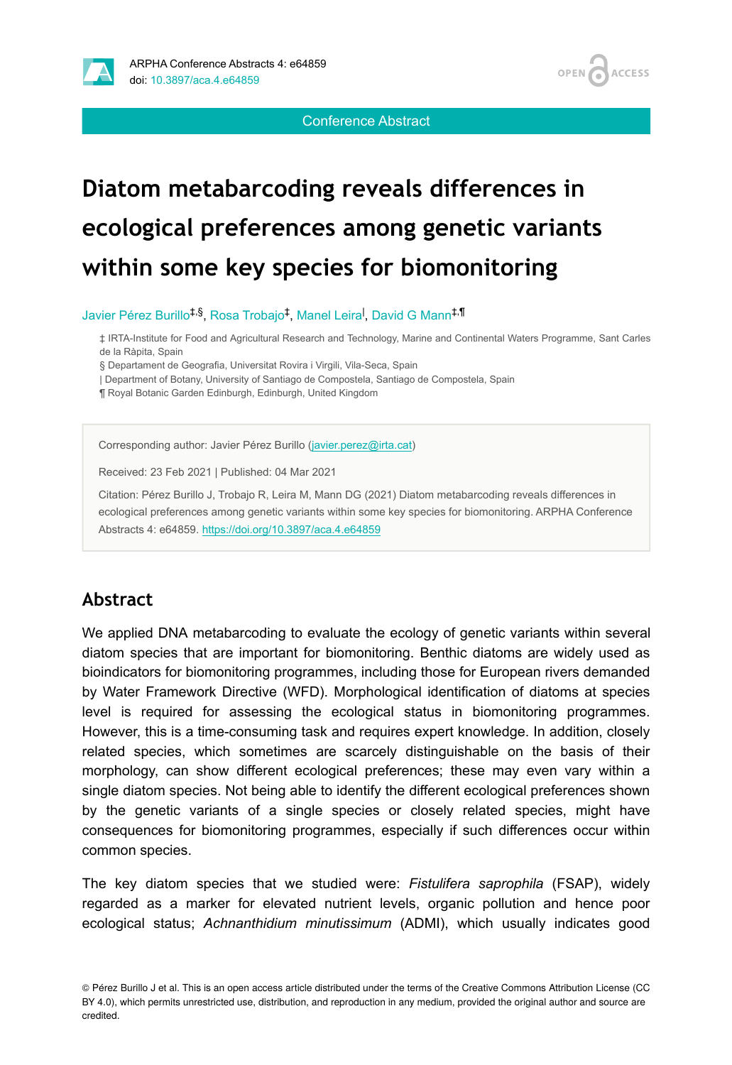ARPHA Conference Abstracts 4: e64859
doi: 10.3897/aca.4.e64859

Conference Abstract

# Diatom metabarcoding reveals differences in ecological preferences among genetic variants within some key species for biomonitoring

Javier Pérez Burillo[‡,§], Rosa Trobajo[‡], Manel Leira[|], David G Mann[‡,¶]

‡ IRTA-Institute for Food and Agricultural Research and Technology, Marine and Continental Waters Programme, Sant Carles de la Ràpita, Spain

§ Departament de Geografia, Universitat Rovira i Virgili, Vila-Seca, Spain

| Department of Botany, University of Santiago de Compostela, Santiago de Compostela, Spain

¶ Royal Botanic Garden Edinburgh, Edinburgh, United Kingdom

Corresponding author: Javier Pérez Burillo (javier.perez@irta.cat)

Received: 23 Feb 2021 | Published: 04 Mar 2021

Citation: Pérez Burillo J, Trobajo R, Leira M, Mann DG (2021) Diatom metabarcoding reveals differences in ecological preferences among genetic variants within some key species for biomonitoring. ARPHA Conference Abstracts 4: e64859. https://doi.org/10.3897/aca.4.e64859

## Abstract

We applied DNA metabarcoding to evaluate the ecology of genetic variants within several diatom species that are important for biomonitoring. Benthic diatoms are widely used as bioindicators for biomonitoring programmes, including those for European rivers demanded by Water Framework Directive (WFD). Morphological identification of diatoms at species level is required for assessing the ecological status in biomonitoring programmes. However, this is a time-consuming task and requires expert knowledge. In addition, closely related species, which sometimes are scarcely distinguishable on the basis of their morphology, can show different ecological preferences; these may even vary within a single diatom species. Not being able to identify the different ecological preferences shown by the genetic variants of a single species or closely related species, might have consequences for biomonitoring programmes, especially if such differences occur within common species.

The key diatom species that we studied were: *Fistulifera saprophila* (FSAP), widely regarded as a marker for elevated nutrient levels, organic pollution and hence poor ecological status; *Achnanthidium minutissimum* (ADMI), which usually indicates good

© Pérez Burillo J et al. This is an open access article distributed under the terms of the Creative Commons Attribution License (CC BY 4.0), which permits unrestricted use, distribution, and reproduction in any medium, provided the original author and source are credited.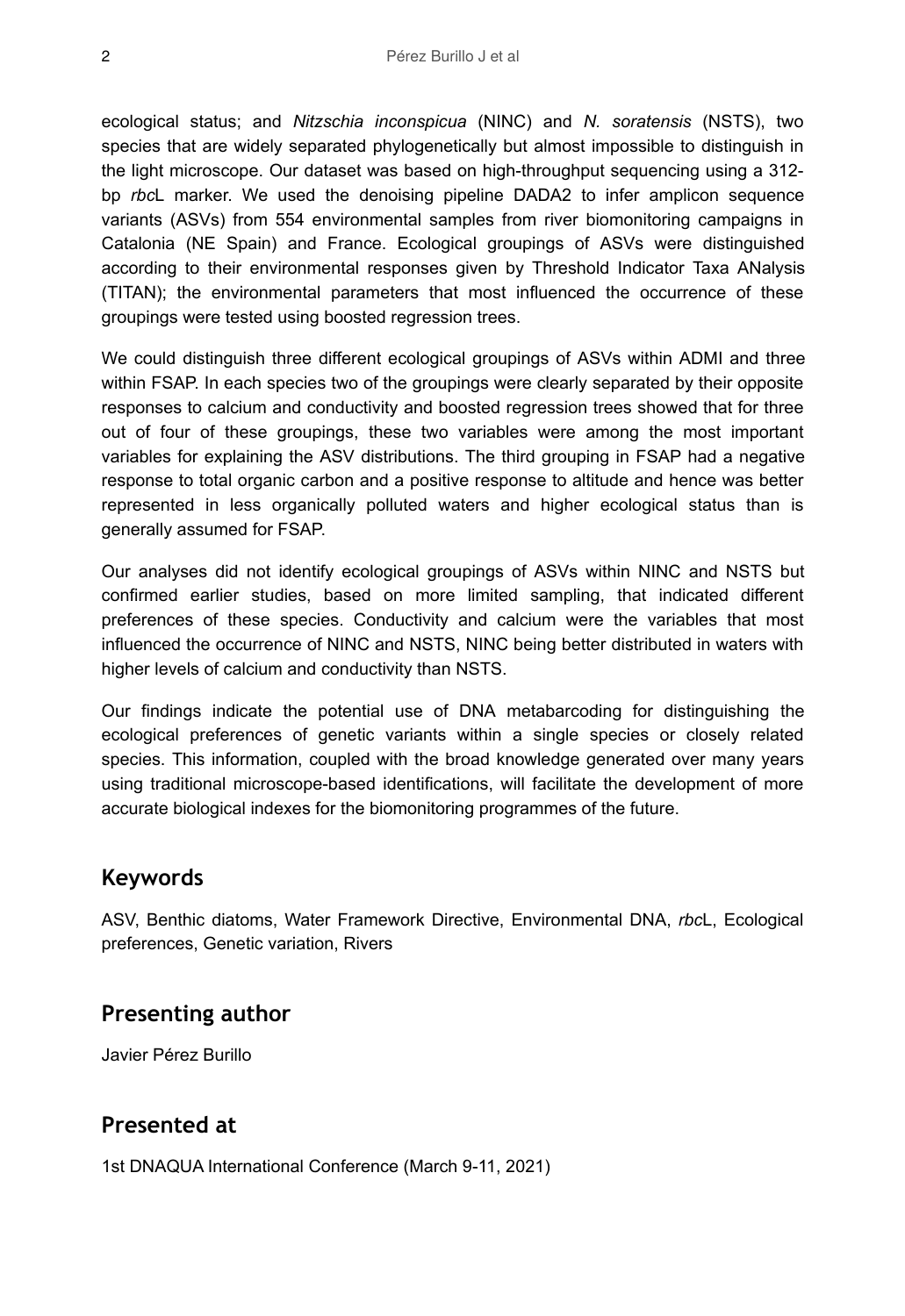ecological status; and *Nitzschia inconspicua* (NINC) and *N. soratensis* (NSTS), two species that are widely separated phylogenetically but almost impossible to distinguish in the light microscope. Our dataset was based on high-throughput sequencing using a 312-bp *rbc*L marker. We used the denoising pipeline DADA2 to infer amplicon sequence variants (ASVs) from 554 environmental samples from river biomonitoring campaigns in Catalonia (NE Spain) and France. Ecological groupings of ASVs were distinguished according to their environmental responses given by Threshold Indicator Taxa ANalysis (TITAN); the environmental parameters that most influenced the occurrence of these groupings were tested using boosted regression trees.

We could distinguish three different ecological groupings of ASVs within ADMI and three within FSAP. In each species two of the groupings were clearly separated by their opposite responses to calcium and conductivity and boosted regression trees showed that for three out of four of these groupings, these two variables were among the most important variables for explaining the ASV distributions. The third grouping in FSAP had a negative response to total organic carbon and a positive response to altitude and hence was better represented in less organically polluted waters and higher ecological status than is generally assumed for FSAP.

Our analyses did not identify ecological groupings of ASVs within NINC and NSTS but confirmed earlier studies, based on more limited sampling, that indicated different preferences of these species. Conductivity and calcium were the variables that most influenced the occurrence of NINC and NSTS, NINC being better distributed in waters with higher levels of calcium and conductivity than NSTS.

Our findings indicate the potential use of DNA metabarcoding for distinguishing the ecological preferences of genetic variants within a single species or closely related species. This information, coupled with the broad knowledge generated over many years using traditional microscope-based identifications, will facilitate the development of more accurate biological indexes for the biomonitoring programmes of the future.

## Keywords

ASV, Benthic diatoms, Water Framework Directive, Environmental DNA, *rbc*L, Ecological preferences, Genetic variation, Rivers

## Presenting author

Javier Pérez Burillo

## Presented at

1st DNAQUA International Conference (March 9-11, 2021)